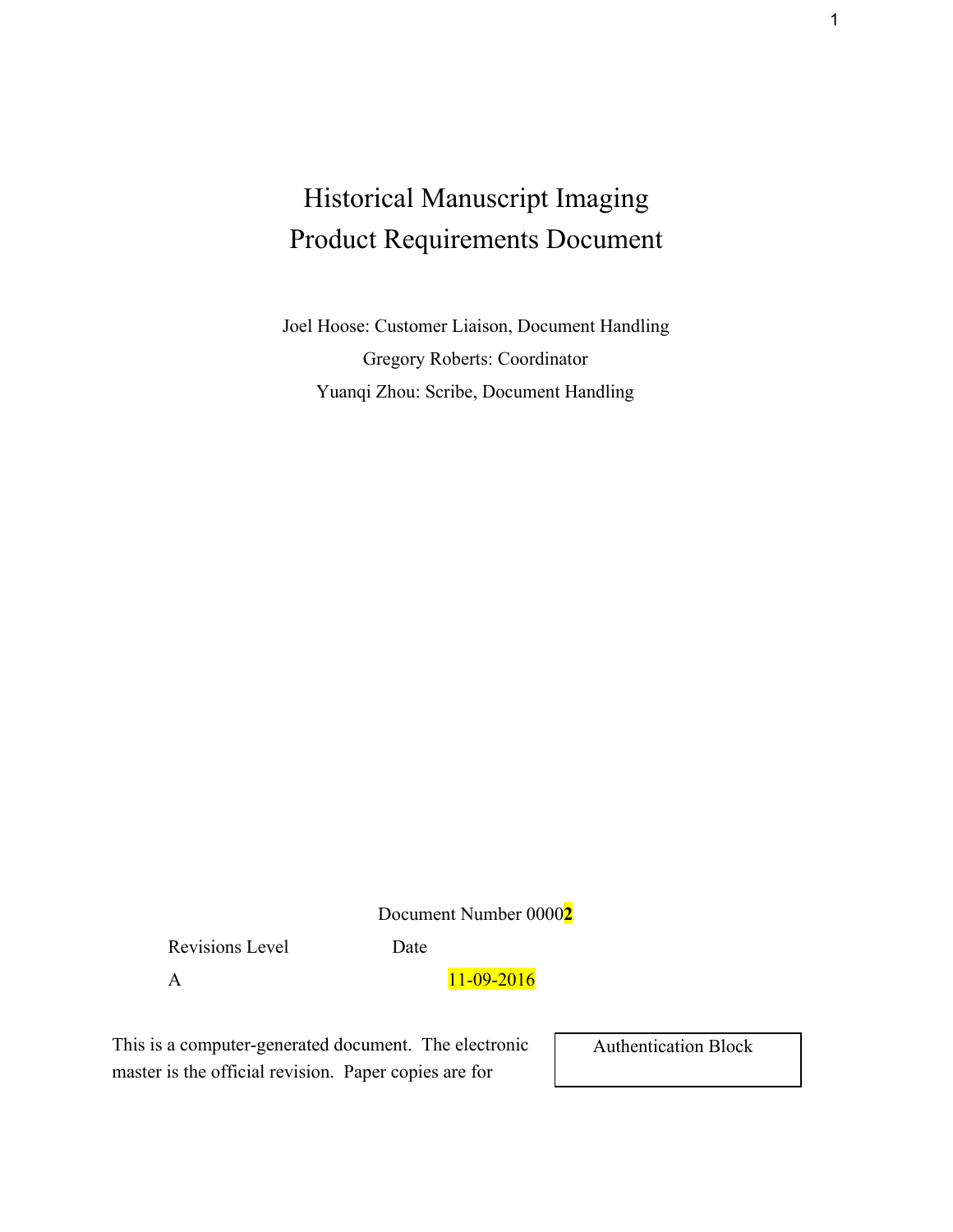# Historical Manuscript Imaging
# Product Requirements Document

Joel Hoose: Customer Liaison, Document Handling

Gregory Roberts: Coordinator

Yuanqi Zhou: Scribe, Document Handling

Document Number 0000**2**

| Revisions Level | Date |
| --- | --- |
| A | 11-09-2016 |

This is a computer-generated document. The electronic master is the official revision. Paper copies are for

| Authentication Block |
| --- |
| |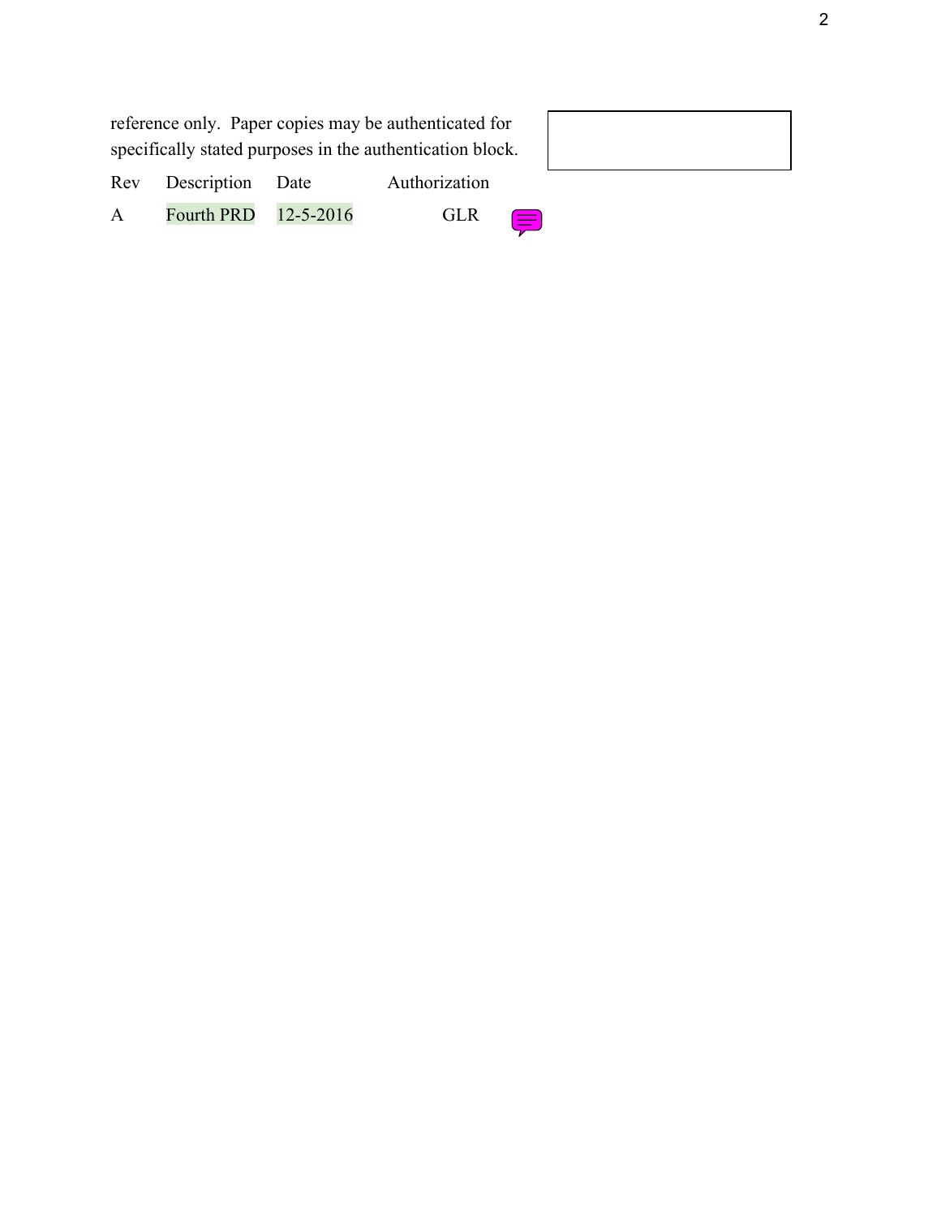reference only.  Paper copies may be authenticated for specifically stated purposes in the authentication block.

| Rev | Description | Date | Authorization |
| --- | --- | --- | --- |
| A | Fourth PRD | 12-5-2016 | GLR |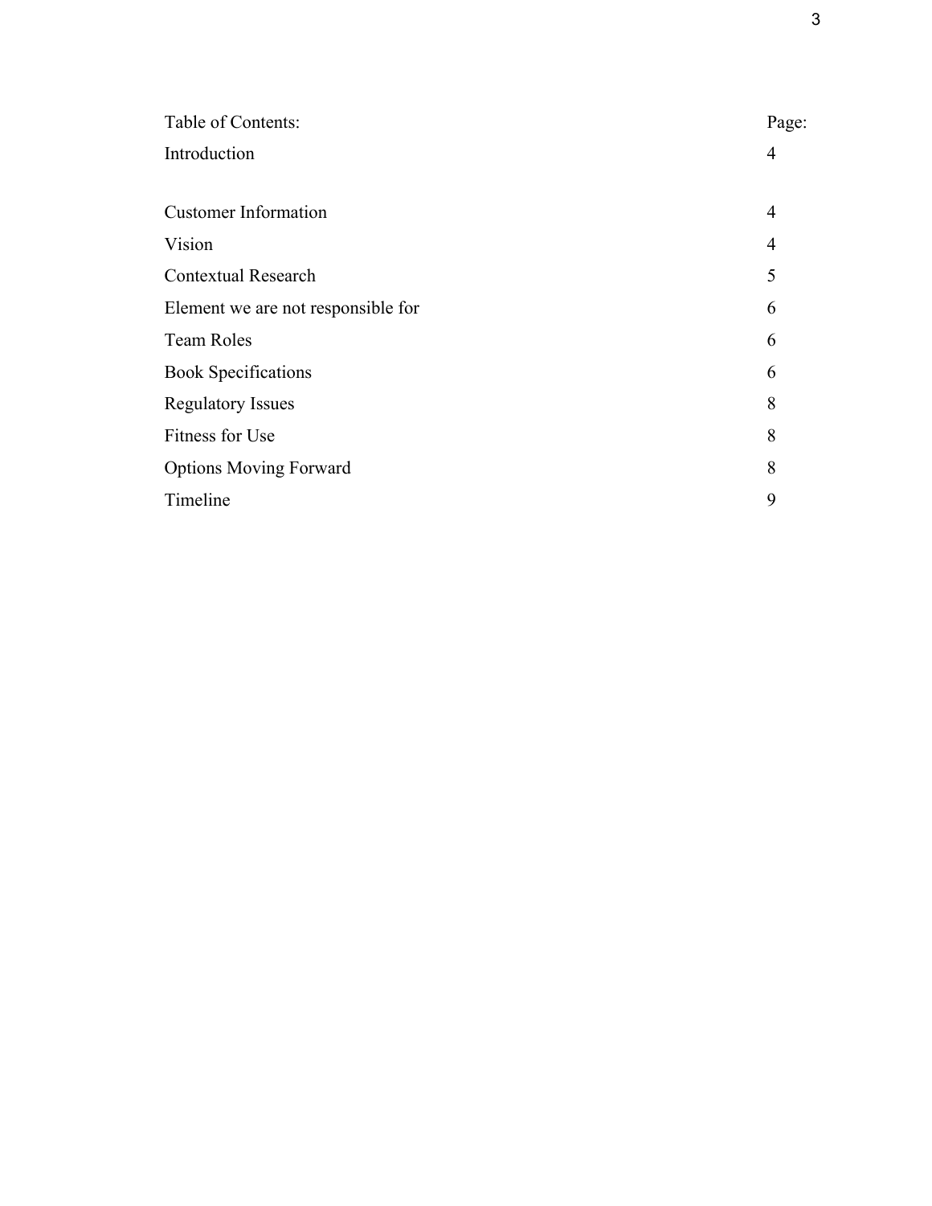| Table of Contents: | Page: |
| --- | --- |
| Introduction | 4 |
| Customer Information | 4 |
| Vision | 4 |
| Contextual Research | 5 |
| Element we are not responsible for | 6 |
| Team Roles | 6 |
| Book Specifications | 6 |
| Regulatory Issues | 8 |
| Fitness for Use | 8 |
| Options Moving Forward | 8 |
| Timeline | 9 |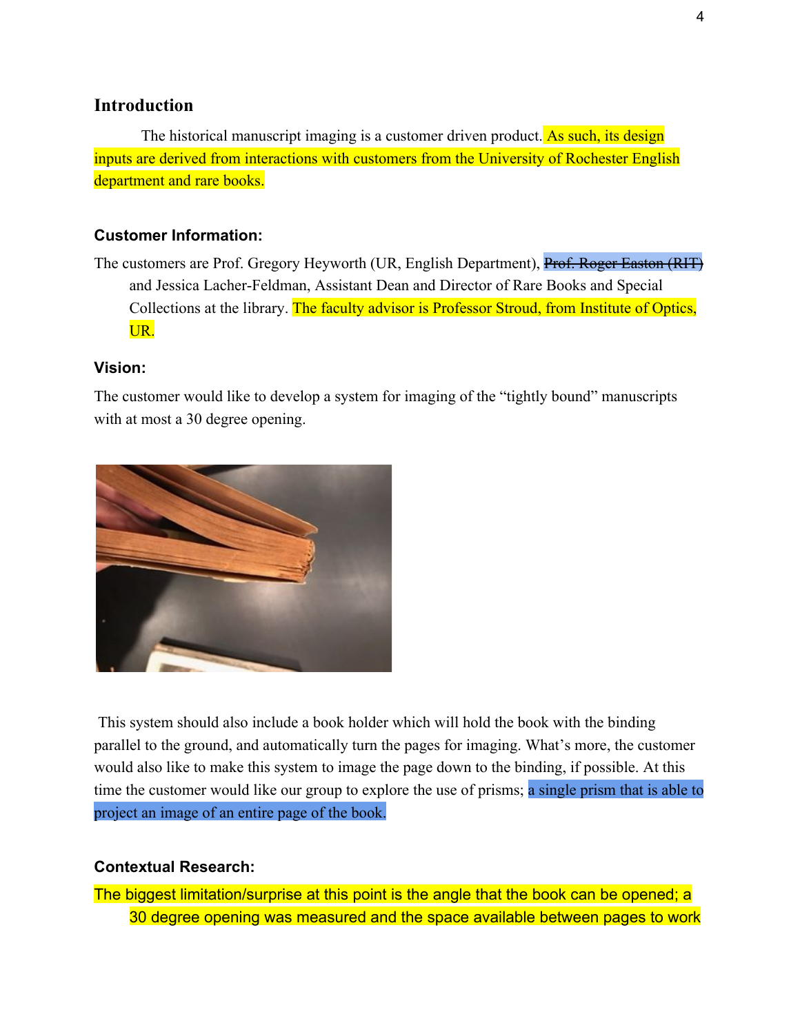## Introduction

The historical manuscript imaging is a customer driven product. As such, its design inputs are derived from interactions with customers from the University of Rochester English department and rare books.

### Customer Information:

The customers are Prof. Gregory Heyworth (UR, English Department), ~~Prof. Roger Easton (RIT)~~ and Jessica Lacher-Feldman, Assistant Dean and Director of Rare Books and Special Collections at the library. The faculty advisor is Professor Stroud, from Institute of Optics, UR.

### Vision:

The customer would like to develop a system for imaging of the "tightly bound" manuscripts with at most a 30 degree opening.

This system should also include a book holder which will hold the book with the binding parallel to the ground, and automatically turn the pages for imaging. What's more, the customer would also like to make this system to image the page down to the binding, if possible. At this time the customer would like our group to explore the use of prisms; a single prism that is able to project an image of an entire page of the book.

### Contextual Research:

The biggest limitation/surprise at this point is the angle that the book can be opened; a 30 degree opening was measured and the space available between pages to work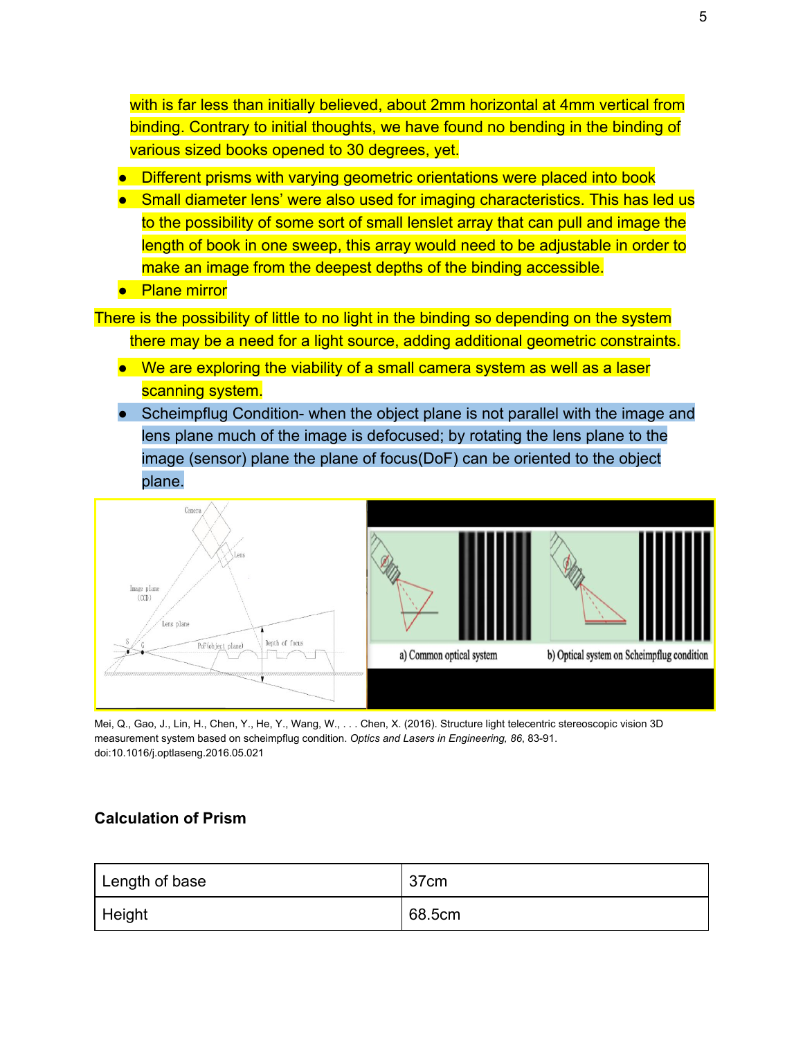with is far less than initially believed, about 2mm horizontal at 4mm vertical from binding. Contrary to initial thoughts, we have found no bending in the binding of various sized books opened to 30 degrees, yet.

- Different prisms with varying geometric orientations were placed into book
- Small diameter lens' were also used for imaging characteristics. This has led us to the possibility of some sort of small lenslet array that can pull and image the length of book in one sweep, this array would need to be adjustable in order to make an image from the deepest depths of the binding accessible.
- Plane mirror

There is the possibility of little to no light in the binding so depending on the system there may be a need for a light source, adding additional geometric constraints.

- We are exploring the viability of a small camera system as well as a laser scanning system.
- Scheimpflug Condition- when the object plane is not parallel with the image and lens plane much of the image is defocused; by rotating the lens plane to the image (sensor) plane the plane of focus(DoF) can be oriented to the object plane.

Mei, Q., Gao, J., Lin, H., Chen, Y., He, Y., Wang, W., . . . Chen, X. (2016). Structure light telecentric stereoscopic vision 3D measurement system based on scheimpflug condition. *Optics and Lasers in Engineering, 86*, 83-91. doi:10.1016/j.optlaseng.2016.05.021

**Calculation of Prism**

| Length of base | 37cm |
|---|---|
| Height | 68.5cm |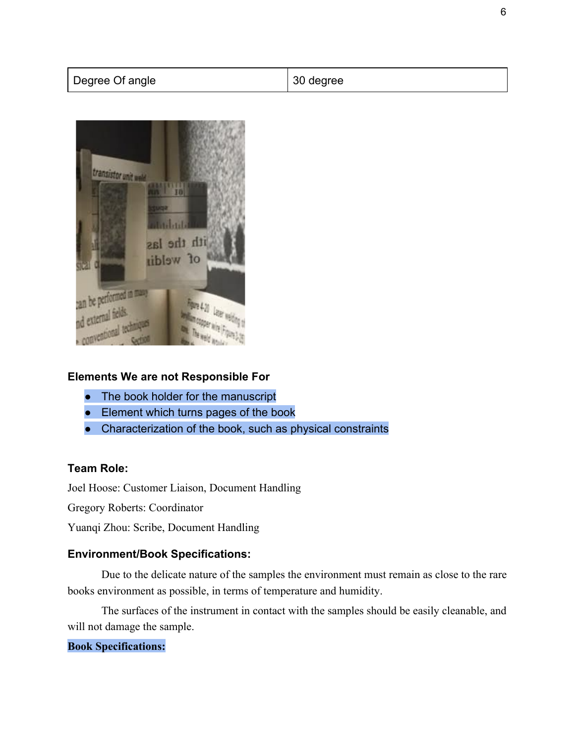| Degree Of angle | 30 degree |
| --- | --- |

### Elements We are not Responsible For

- The book holder for the manuscript
- Element which turns pages of the book
- Characterization of the book, such as physical constraints

### Team Role:

Joel Hoose: Customer Liaison, Document Handling

Gregory Roberts: Coordinator

Yuanqi Zhou: Scribe, Document Handling

### Environment/Book Specifications:

Due to the delicate nature of the samples the environment must remain as close to the rare books environment as possible, in terms of temperature and humidity.

The surfaces of the instrument in contact with the samples should be easily cleanable, and will not damage the sample.

**Book Specifications:**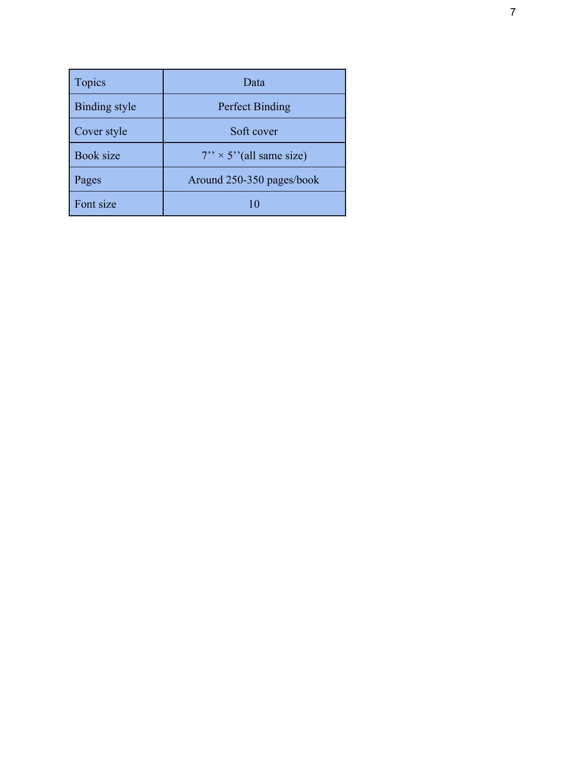| Topics | Data |
|---|---|
| Binding style | Perfect Binding |
| Cover style | Soft cover |
| Book size | 7’’ × 5’’(all same size) |
| Pages | Around 250-350 pages/book |
| Font size | 10 |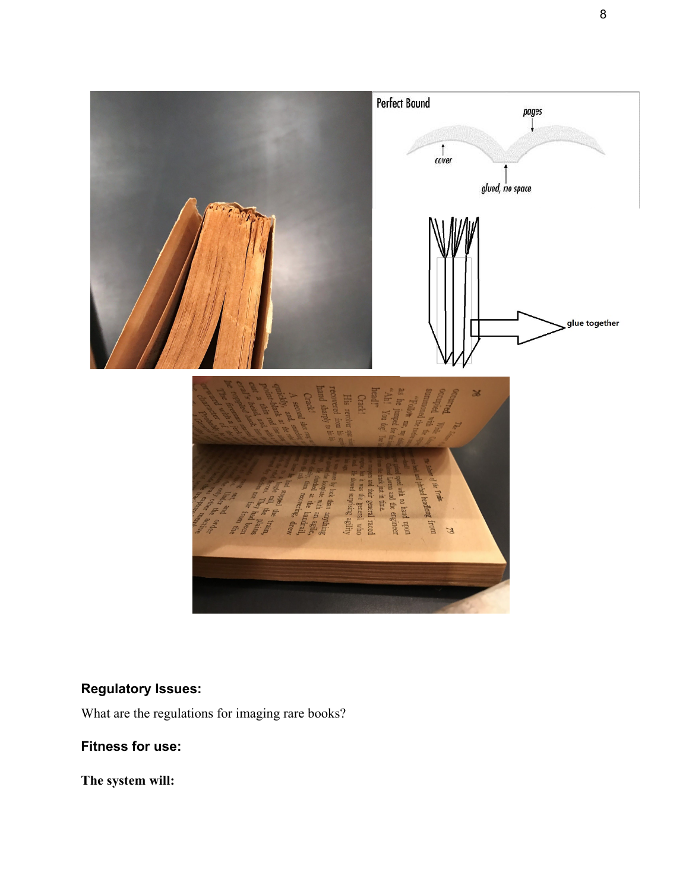## Regulatory Issues:

What are the regulations for imaging rare books?

## Fitness for use:

**The system will:**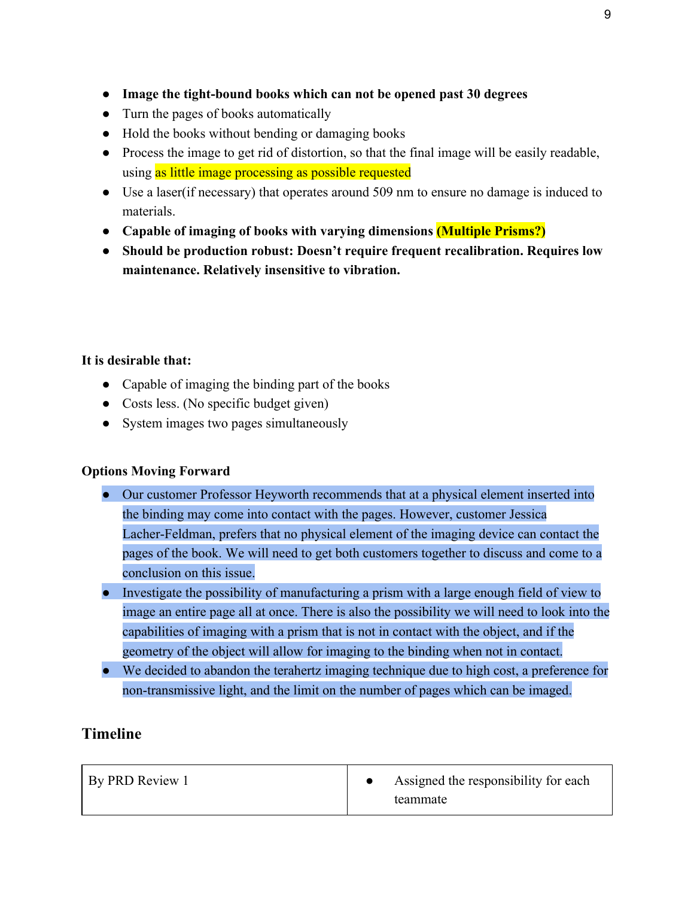- **Image the tight-bound books which can not be opened past 30 degrees**
- Turn the pages of books automatically
- Hold the books without bending or damaging books
- Process the image to get rid of distortion, so that the final image will be easily readable, using as little image processing as possible requested
- Use a laser(if necessary) that operates around 509 nm to ensure no damage is induced to materials.
- **Capable of imaging of books with varying dimensions (Multiple Prisms?)**
- **Should be production robust: Doesn't require frequent recalibration. Requires low maintenance. Relatively insensitive to vibration.**

**It is desirable that:**

- Capable of imaging the binding part of the books
- Costs less. (No specific budget given)
- System images two pages simultaneously

**Options Moving Forward**

- Our customer Professor Heyworth recommends that at a physical element inserted into the binding may come into contact with the pages. However, customer Jessica Lacher-Feldman, prefers that no physical element of the imaging device can contact the pages of the book. We will need to get both customers together to discuss and come to a conclusion on this issue.
- Investigate the possibility of manufacturing a prism with a large enough field of view to image an entire page all at once. There is also the possibility we will need to look into the capabilities of imaging with a prism that is not in contact with the object, and if the geometry of the object will allow for imaging to the binding when not in contact.
- We decided to abandon the terahertz imaging technique due to high cost, a preference for non-transmissive light, and the limit on the number of pages which can be imaged.

## Timeline

| | |
|---|---|
| By PRD Review 1 | • Assigned the responsibility for each teammate |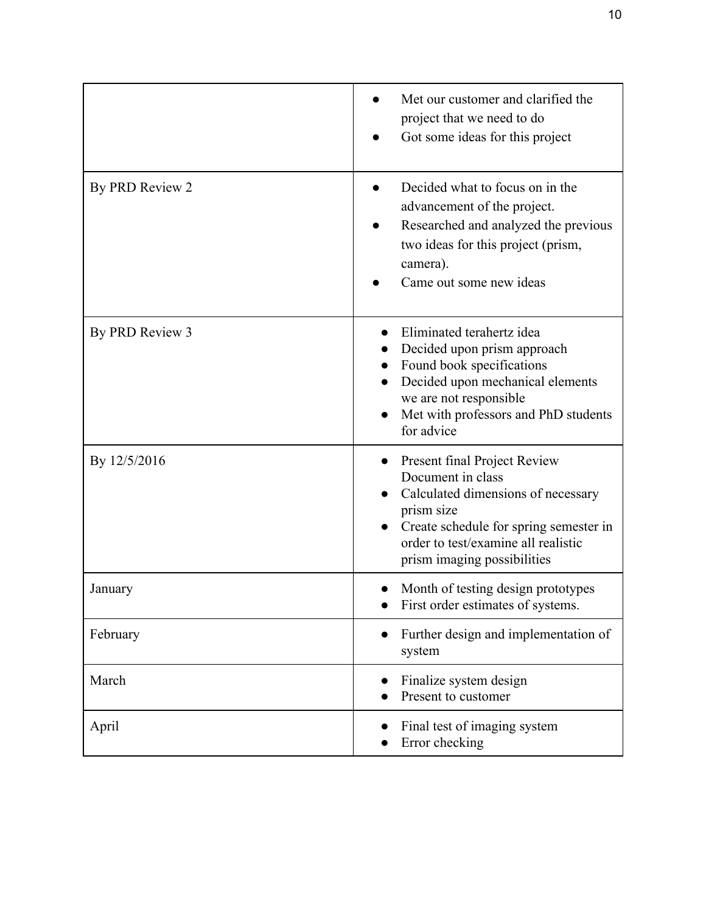| | |
|---|---|
| | • Met our customer and clarified the project that we need to do<br>• Got some ideas for this project |
| By PRD Review 2 | • Decided what to focus on in the advancement of the project.<br>• Researched and analyzed the previous two ideas for this project (prism, camera).<br>• Came out some new ideas |
| By PRD Review 3 | • Eliminated terahertz idea<br>• Decided upon prism approach<br>• Found book specifications<br>• Decided upon mechanical elements we are not responsible<br>• Met with professors and PhD students for advice |
| By 12/5/2016 | • Present final Project Review Document in class<br>• Calculated dimensions of necessary prism size<br>• Create schedule for spring semester in order to test/examine all realistic prism imaging possibilities |
| January | • Month of testing design prototypes<br>• First order estimates of systems. |
| February | • Further design and implementation of system |
| March | • Finalize system design<br>• Present to customer |
| April | • Final test of imaging system<br>• Error checking |